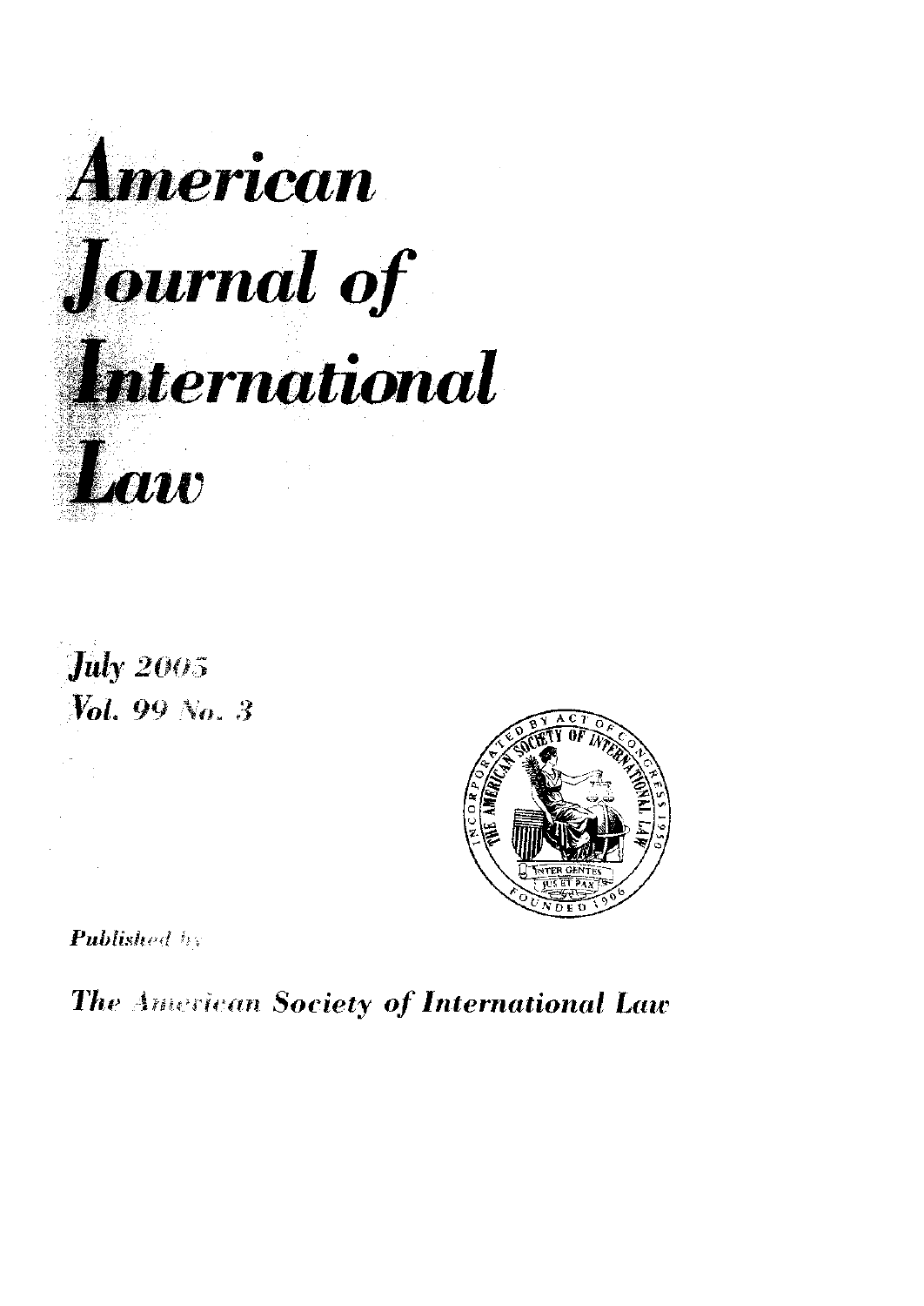# American Journal of International Law

July 2005
Vol. 99 No. 3

INCORPORATED BY ACT OF CONGRESS 1950
THE AMERICAN SOCIETY OF INTERNATIONAL LAW
INTER GENTES JUS ET PAX
FOUNDED 1906

*Published by*

*The American Society of International Law*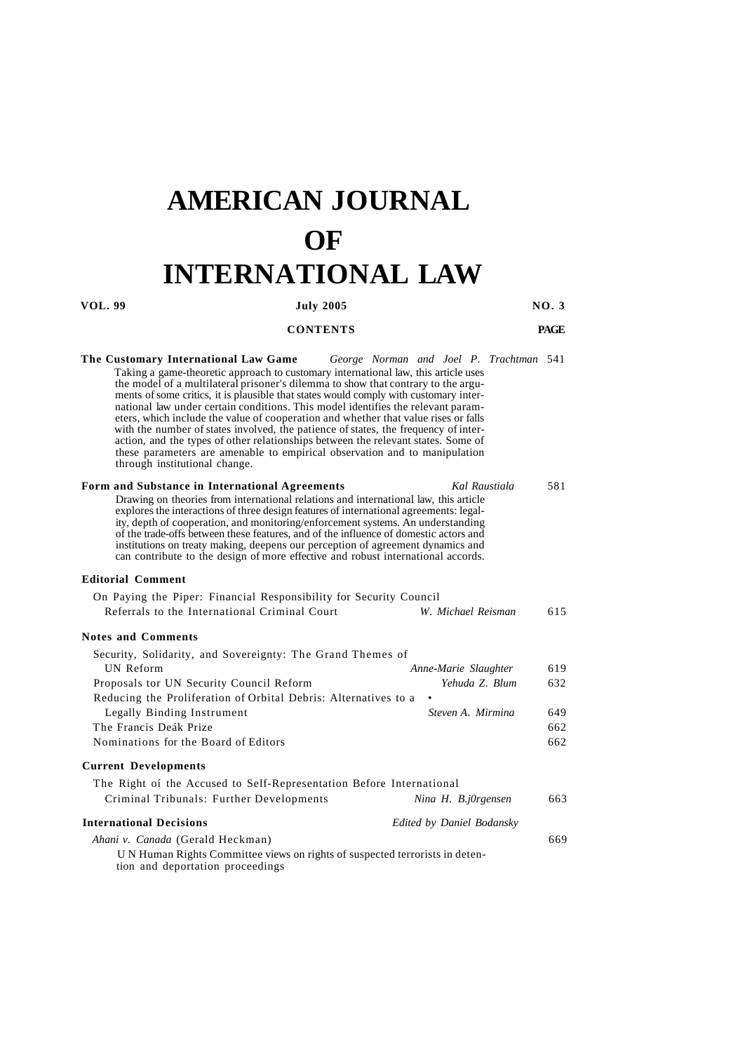# AMERICAN JOURNAL OF INTERNATIONAL LAW

**VOL. 99** **July 2005** **NO. 3**

**CONTENTS** **PAGE**

**The Customary International Law Game** *George Norman and Joel P. Trachtman* 541

Taking a game-theoretic approach to customary international law, this article uses the model of a multilateral prisoner's dilemma to show that contrary to the arguments of some critics, it is plausible that states would comply with customary international law under certain conditions. This model identifies the relevant parameters, which include the value of cooperation and whether that value rises or falls with the number of states involved, the patience of states, the frequency of interaction, and the types of other relationships between the relevant states. Some of these parameters are amenable to empirical observation and to manipulation through institutional change.

**Form and Substance in International Agreements** *Kal Raustiala* 581

Drawing on theories from international relations and international law, this article explores the interactions of three design features of international agreements: legality, depth of cooperation, and monitoring/enforcement systems. An understanding of the trade-offs between these features, and of the influence of domestic actors and institutions on treaty making, deepens our perception of agreement dynamics and can contribute to the design of more effective and robust international accords.

**Editorial Comment**

On Paying the Piper: Financial Responsibility for Security Council Referrals to the International Criminal Court *W. Michael Reisman* 615

**Notes and Comments**

Security, Solidarity, and Sovereignty: The Grand Themes of UN Reform *Anne-Marie Slaughter* 619

Proposals tor UN Security Council Reform *Yehuda Z. Blum* 632

Reducing the Proliferation of Orbital Debris: Alternatives to a Legally Binding Instrument *Steven A. Mirmina* 649

The Francis Deák Prize 662

Nominations for the Board of Editors 662

**Current Developments**

The Right oí the Accused to Self-Representation Before International Criminal Tribunals: Further Developments *Nina H. B.j0rgensen* 663

**International Decisions** *Edited by Daniel Bodansky*

*Ahani v. Canada* (Gerald Heckman) 669

U N Human Rights Committee views on rights of suspected terrorists in detention and deportation proceedings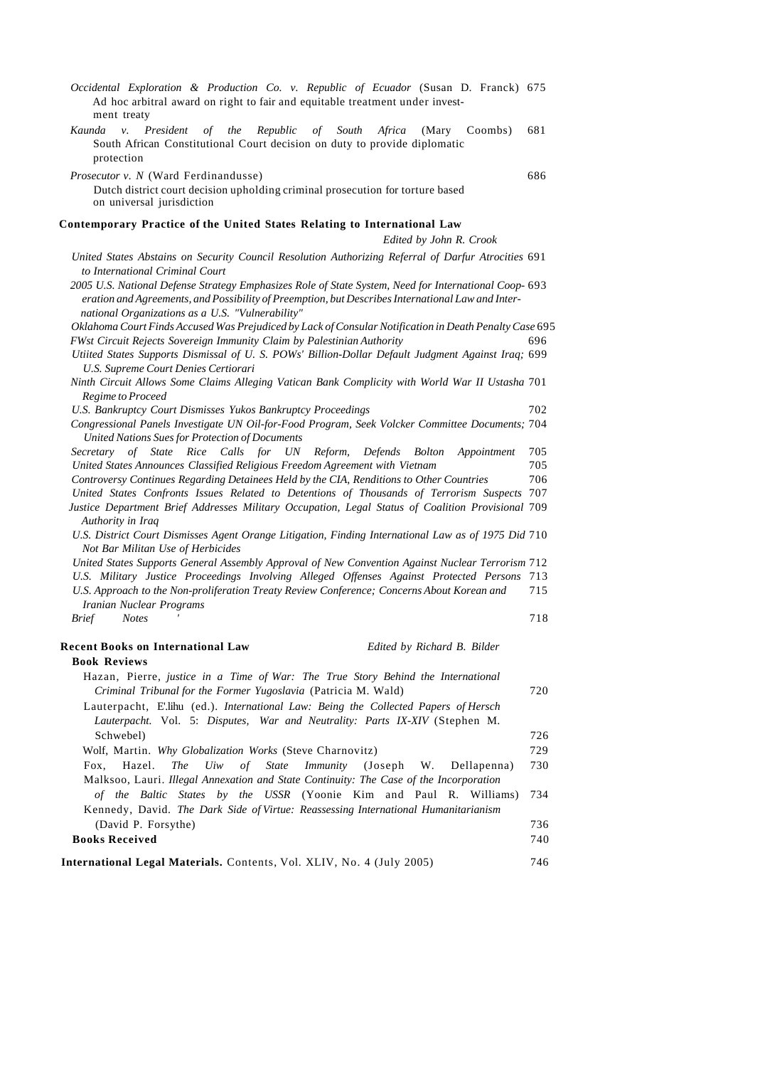*Occidental Exploration & Production Co. v. Republic of Ecuador* (Susan D. Franck) 675
Ad hoc arbitral award on right to fair and equitable treatment under investment treaty

*Kaunda v. President of the Republic of South Africa* (Mary Coombs) 681
South African Constitutional Court decision on duty to provide diplomatic protection

*Prosecutor v. N* (Ward Ferdinandusse) 686
Dutch district court decision upholding criminal prosecution for torture based on universal jurisdiction

**Contemporary Practice of the United States Relating to International Law**

*Edited by John R. Crook*

*United States Abstains on Security Council Resolution Authorizing Referral of Darfur Atrocities to International Criminal Court* 691

*2005 U.S. National Defense Strategy Emphasizes Role of State System, Need for International Cooperation and Agreements, and Possibility of Preemption, but Describes International Law and International Organizations as a U.S. "Vulnerability"* 693

*Oklahoma Court Finds Accused Was Prejudiced by Lack of Consular Notification in Death Penalty Case* 695

*FWst Circuit Rejects Sovereign Immunity Claim by Palestinian Authority* 696

*Utiited States Supports Dismissal of U. S. POWs' Billion-Dollar Default Judgment Against Iraq; U.S. Supreme Court Denies Certiorari* 699

*Ninth Circuit Allows Some Claims Alleging Vatican Bank Complicity with World War II Ustasha Regime to Proceed* 701

*U.S. Bankruptcy Court Dismisses Yukos Bankruptcy Proceedings* 702

*Congressional Panels Investigate UN Oil-for-Food Program, Seek Volcker Committee Documents; United Nations Sues for Protection of Documents* 704

*Secretary of State Rice Calls for UN Reform, Defends Bolton Appointment* 705

*United States Announces Classified Religious Freedom Agreement with Vietnam* 705

*Controversy Continues Regarding Detainees Held by the CIA, Renditions to Other Countries* 706

*United States Confronts Issues Related to Detentions of Thousands of Terrorism Suspects* 707

*Justice Department Brief Addresses Military Occupation, Legal Status of Coalition Provisional Authority in Iraq* 709

*U.S. District Court Dismisses Agent Orange Litigation, Finding International Law as of 1975 Did Not Bar Militan Use of Herbicides* 710

*United States Supports General Assembly Approval of New Convention Against Nuclear Terrorism* 712

*U.S. Military Justice Proceedings Involving Alleged Offenses Against Protected Persons* 713

*U.S. Approach to the Non-proliferation Treaty Review Conference; Concerns About Korean and Iranian Nuclear Programs* 715

*Brief Notes* ' 718

**Recent Books on International Law** *Edited by Richard B. Bilder*

**Book Reviews**

Hazan, Pierre, *justice in a Time of War: The True Story Behind the International Criminal Tribunal for the Former Yugoslavia* (Patricia M. Wald) 720

Lauterpacht, E'.lihu (ed.). *International Law: Being the Collected Papers of Hersch Lauterpacht.* Vol. 5: *Disputes, War and Neutrality: Parts IX-XIV* (Stephen M. Schwebel) 726

Wolf, Martin. *Why Globalization Works* (Steve Charnovitz) 729

Fox, Hazel. *The Uiw of State Immunity* (Joseph W. Dellapenna) 730

Malksoo, Lauri. *Illegal Annexation and State Continuity: The Case of the Incorporation of the Baltic States by the USSR* (Yoonie Kim and Paul R. Williams) 734

Kennedy, David. *The Dark Side of Virtue: Reassessing International Humanitarianism* (David P. Forsythe) 736

**Books Received** 740

**International Legal Materials.** Contents, Vol. XLIV, No. 4 (July 2005) 746